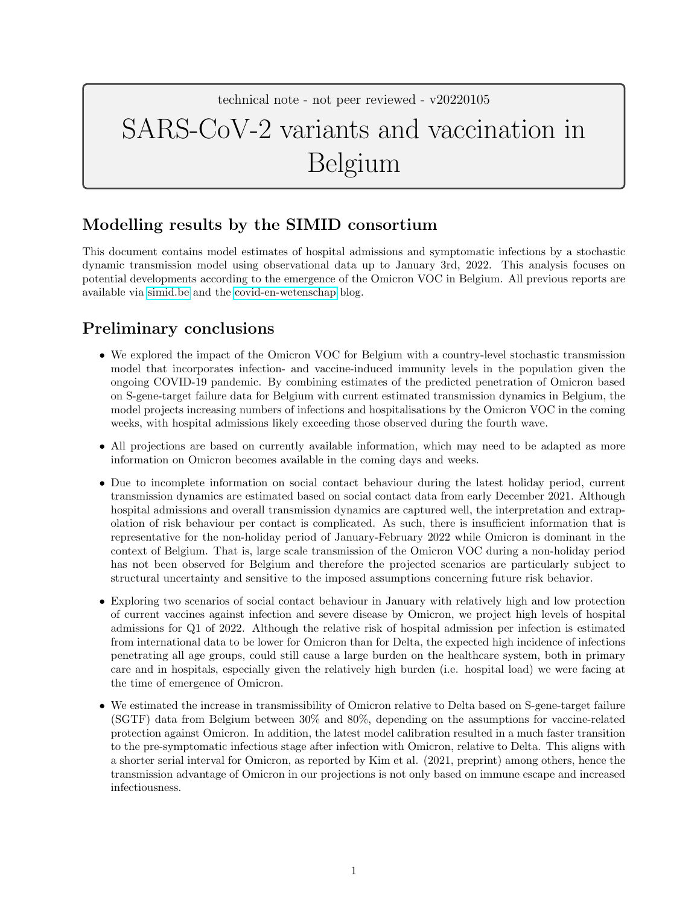technical note - not peer reviewed - v20220105

# SARS-CoV-2 variants and vaccination in Belgium

## Modelling results by the SIMID consortium

This document contains model estimates of hospital admissions and symptomatic infections by a stochastic dynamic transmission model using observational data up to January 3rd, 2022. This analysis focuses on potential developments according to the emergence of the Omicron VOC in Belgium. All previous reports are available via simid.be and the covid-en-wetenschap blog.

## Preliminary conclusions

- We explored the impact of the Omicron VOC for Belgium with a country-level stochastic transmission model that incorporates infection- and vaccine-induced immunity levels in the population given the ongoing COVID-19 pandemic. By combining estimates of the predicted penetration of Omicron based on S-gene-target failure data for Belgium with current estimated transmission dynamics in Belgium, the model projects increasing numbers of infections and hospitalisations by the Omicron VOC in the coming weeks, with hospital admissions likely exceeding those observed during the fourth wave.
- All projections are based on currently available information, which may need to be adapted as more information on Omicron becomes available in the coming days and weeks.
- Due to incomplete information on social contact behaviour during the latest holiday period, current transmission dynamics are estimated based on social contact data from early December 2021. Although hospital admissions and overall transmission dynamics are captured well, the interpretation and extrapolation of risk behaviour per contact is complicated. As such, there is insufficient information that is representative for the non-holiday period of January-February 2022 while Omicron is dominant in the context of Belgium. That is, large scale transmission of the Omicron VOC during a non-holiday period has not been observed for Belgium and therefore the projected scenarios are particularly subject to structural uncertainty and sensitive to the imposed assumptions concerning future risk behavior.
- Exploring two scenarios of social contact behaviour in January with relatively high and low protection of current vaccines against infection and severe disease by Omicron, we project high levels of hospital admissions for Q1 of 2022. Although the relative risk of hospital admission per infection is estimated from international data to be lower for Omicron than for Delta, the expected high incidence of infections penetrating all age groups, could still cause a large burden on the healthcare system, both in primary care and in hospitals, especially given the relatively high burden (i.e. hospital load) we were facing at the time of emergence of Omicron.
- We estimated the increase in transmissibility of Omicron relative to Delta based on S-gene-target failure (SGTF) data from Belgium between 30% and 80%, depending on the assumptions for vaccine-related protection against Omicron. In addition, the latest model calibration resulted in a much faster transition to the pre-symptomatic infectious stage after infection with Omicron, relative to Delta. This aligns with a shorter serial interval for Omicron, as reported by Kim et al. (2021, preprint) among others, hence the transmission advantage of Omicron in our projections is not only based on immune escape and increased infectiousness.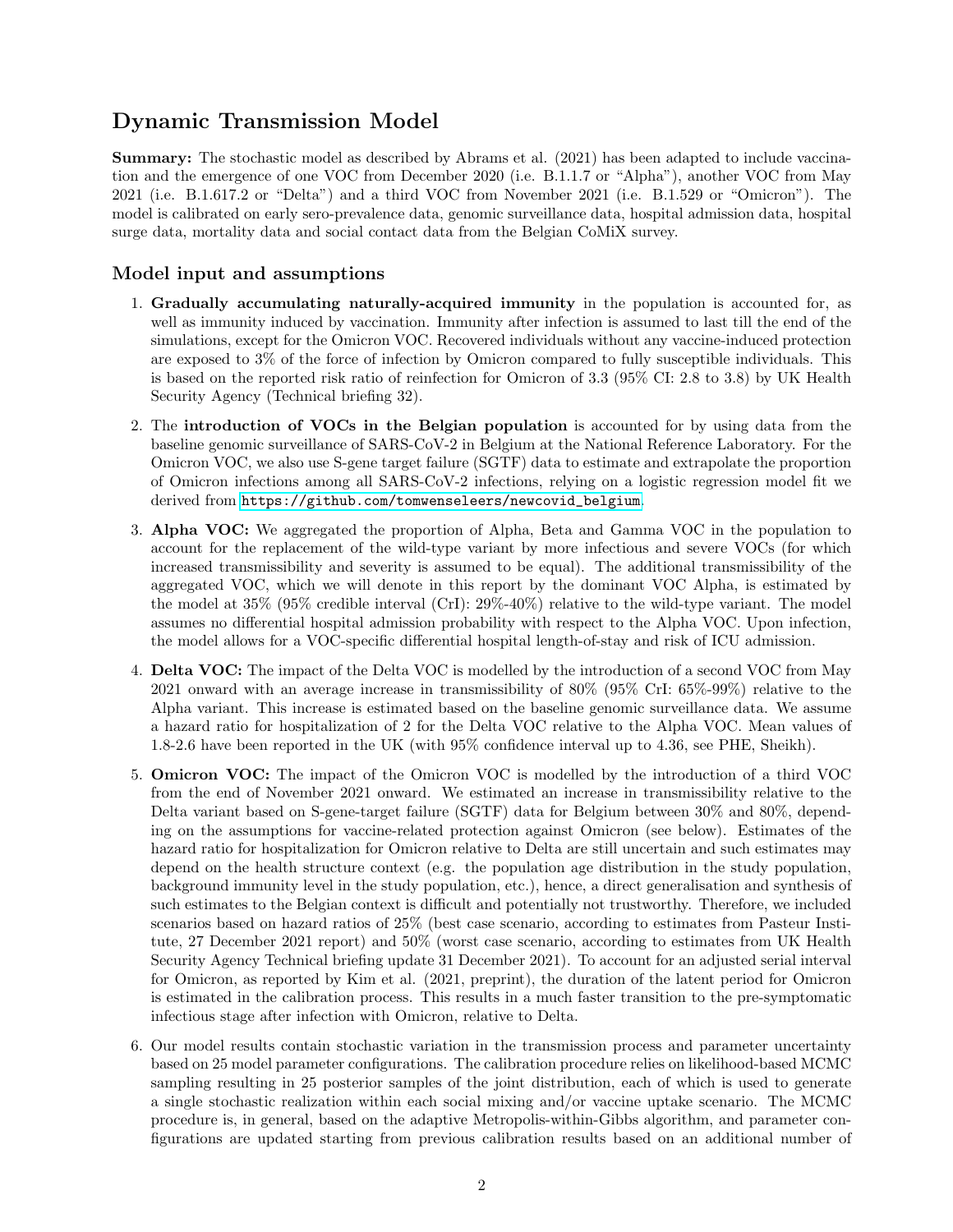# Dynamic Transmission Model

**Summary:** The stochastic model as described by Abrams et al. (2021) has been adapted to include vaccination and the emergence of one VOC from December 2020 (i.e. B.1.1.7 or "Alpha"), another VOC from May 2021 (i.e. B.1.617.2 or "Delta") and a third VOC from November 2021 (i.e. B.1.529 or "Omicron"). The model is calibrated on early sero-prevalence data, genomic surveillance data, hospital admission data, hospital surge data, mortality data and social contact data from the Belgian CoMiX survey.

## Model input and assumptions

1. **Gradually accumulating naturally-acquired immunity** in the population is accounted for, as well as immunity induced by vaccination. Immunity after infection is assumed to last till the end of the simulations, except for the Omicron VOC. Recovered individuals without any vaccine-induced protection are exposed to 3% of the force of infection by Omicron compared to fully susceptible individuals. This is based on the reported risk ratio of reinfection for Omicron of 3.3 (95% CI: 2.8 to 3.8) by UK Health Security Agency (Technical briefing 32).

2. The **introduction of VOCs in the Belgian population** is accounted for by using data from the baseline genomic surveillance of SARS-CoV-2 in Belgium at the National Reference Laboratory. For the Omicron VOC, we also use S-gene target failure (SGTF) data to estimate and extrapolate the proportion of Omicron infections among all SARS-CoV-2 infections, relying on a logistic regression model fit we derived from https://github.com/tomwenseleers/newcovid_belgium.

3. **Alpha VOC:** We aggregated the proportion of Alpha, Beta and Gamma VOC in the population to account for the replacement of the wild-type variant by more infectious and severe VOCs (for which increased transmissibility and severity is assumed to be equal). The additional transmissibility of the aggregated VOC, which we will denote in this report by the dominant VOC Alpha, is estimated by the model at 35% (95% credible interval (CrI): 29%-40%) relative to the wild-type variant. The model assumes no differential hospital admission probability with respect to the Alpha VOC. Upon infection, the model allows for a VOC-specific differential hospital length-of-stay and risk of ICU admission.

4. **Delta VOC:** The impact of the Delta VOC is modelled by the introduction of a second VOC from May 2021 onward with an average increase in transmissibility of 80% (95% CrI: 65%-99%) relative to the Alpha variant. This increase is estimated based on the baseline genomic surveillance data. We assume a hazard ratio for hospitalization of 2 for the Delta VOC relative to the Alpha VOC. Mean values of 1.8-2.6 have been reported in the UK (with 95% confidence interval up to 4.36, see PHE, Sheikh).

5. **Omicron VOC:** The impact of the Omicron VOC is modelled by the introduction of a third VOC from the end of November 2021 onward. We estimated an increase in transmissibility relative to the Delta variant based on S-gene-target failure (SGTF) data for Belgium between 30% and 80%, depending on the assumptions for vaccine-related protection against Omicron (see below). Estimates of the hazard ratio for hospitalization for Omicron relative to Delta are still uncertain and such estimates may depend on the health structure context (e.g. the population age distribution in the study population, background immunity level in the study population, etc.), hence, a direct generalisation and synthesis of such estimates to the Belgian context is difficult and potentially not trustworthy. Therefore, we included scenarios based on hazard ratios of 25% (best case scenario, according to estimates from Pasteur Institute, 27 December 2021 report) and 50% (worst case scenario, according to estimates from UK Health Security Agency Technical briefing update 31 December 2021). To account for an adjusted serial interval for Omicron, as reported by Kim et al. (2021, preprint), the duration of the latent period for Omicron is estimated in the calibration process. This results in a much faster transition to the pre-symptomatic infectious stage after infection with Omicron, relative to Delta.

6. Our model results contain stochastic variation in the transmission process and parameter uncertainty based on 25 model parameter configurations. The calibration procedure relies on likelihood-based MCMC sampling resulting in 25 posterior samples of the joint distribution, each of which is used to generate a single stochastic realization within each social mixing and/or vaccine uptake scenario. The MCMC procedure is, in general, based on the adaptive Metropolis-within-Gibbs algorithm, and parameter configurations are updated starting from previous calibration results based on an additional number of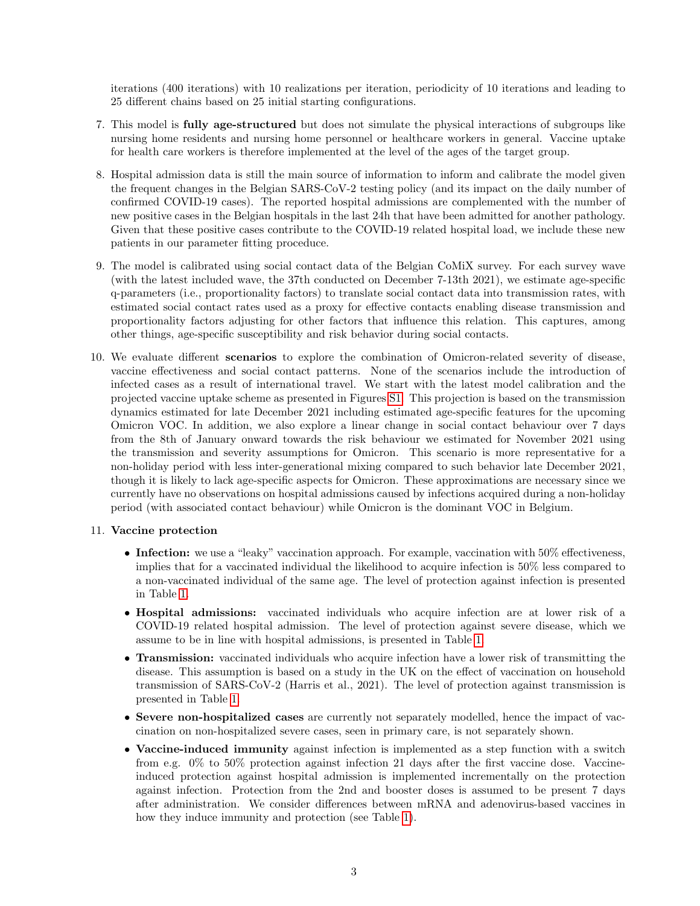iterations (400 iterations) with 10 realizations per iteration, periodicity of 10 iterations and leading to 25 different chains based on 25 initial starting configurations.

7. This model is **fully age-structured** but does not simulate the physical interactions of subgroups like nursing home residents and nursing home personnel or healthcare workers in general. Vaccine uptake for health care workers is therefore implemented at the level of the ages of the target group.

8. Hospital admission data is still the main source of information to inform and calibrate the model given the frequent changes in the Belgian SARS-CoV-2 testing policy (and its impact on the daily number of confirmed COVID-19 cases). The reported hospital admissions are complemented with the number of new positive cases in the Belgian hospitals in the last 24h that have been admitted for another pathology. Given that these positive cases contribute to the COVID-19 related hospital load, we include these new patients in our parameter fitting proceduce.

9. The model is calibrated using social contact data of the Belgian CoMiX survey. For each survey wave (with the latest included wave, the 37th conducted on December 7-13th 2021), we estimate age-specific q-parameters (i.e., proportionality factors) to translate social contact data into transmission rates, with estimated social contact rates used as a proxy for effective contacts enabling disease transmission and proportionality factors adjusting for other factors that influence this relation. This captures, among other things, age-specific susceptibility and risk behavior during social contacts.

10. We evaluate different **scenarios** to explore the combination of Omicron-related severity of disease, vaccine effectiveness and social contact patterns. None of the scenarios include the introduction of infected cases as a result of international travel. We start with the latest model calibration and the projected vaccine uptake scheme as presented in Figures S1. This projection is based on the transmission dynamics estimated for late December 2021 including estimated age-specific features for the upcoming Omicron VOC. In addition, we also explore a linear change in social contact behaviour over 7 days from the 8th of January onward towards the risk behaviour we estimated for November 2021 using the transmission and severity assumptions for Omicron. This scenario is more representative for a non-holiday period with less inter-generational mixing compared to such behavior late December 2021, though it is likely to lack age-specific aspects for Omicron. These approximations are necessary since we currently have no observations on hospital admissions caused by infections acquired during a non-holiday period (with associated contact behaviour) while Omicron is the dominant VOC in Belgium.

11. **Vaccine protection**

    - **Infection:** we use a "leaky" vaccination approach. For example, vaccination with 50% effectiveness, implies that for a vaccinated individual the likelihood to acquire infection is 50% less compared to a non-vaccinated individual of the same age. The level of protection against infection is presented in Table 1.
    - **Hospital admissions:** vaccinated individuals who acquire infection are at lower risk of a COVID-19 related hospital admission. The level of protection against severe disease, which we assume to be in line with hospital admissions, is presented in Table 1.
    - **Transmission:** vaccinated individuals who acquire infection have a lower risk of transmitting the disease. This assumption is based on a study in the UK on the effect of vaccination on household transmission of SARS-CoV-2 (Harris et al., 2021). The level of protection against transmission is presented in Table 1.
    - **Severe non-hospitalized cases** are currently not separately modelled, hence the impact of vaccination on non-hospitalized severe cases, seen in primary care, is not separately shown.
    - **Vaccine-induced immunity** against infection is implemented as a step function with a switch from e.g. 0% to 50% protection against infection 21 days after the first vaccine dose. Vaccine-induced protection against hospital admission is implemented incrementally on the protection against infection. Protection from the 2nd and booster doses is assumed to be present 7 days after administration. We consider differences between mRNA and adenovirus-based vaccines in how they induce immunity and protection (see Table 1).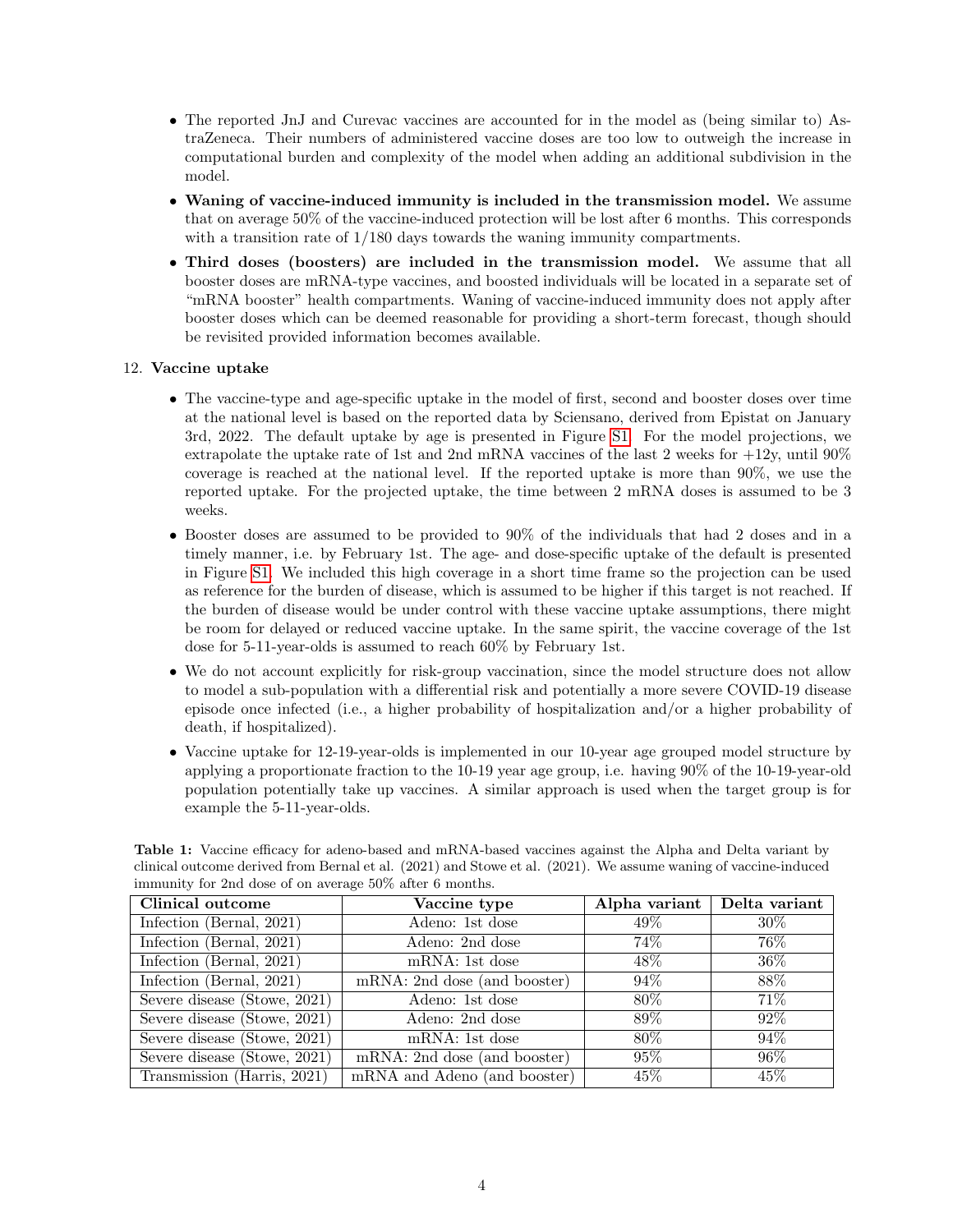- The reported JnJ and Curevac vaccines are accounted for in the model as (being similar to) AstraZeneca. Their numbers of administered vaccine doses are too low to outweigh the increase in computational burden and complexity of the model when adding an additional subdivision in the model.
- **Waning of vaccine-induced immunity is included in the transmission model.** We assume that on average 50% of the vaccine-induced protection will be lost after 6 months. This corresponds with a transition rate of 1/180 days towards the waning immunity compartments.
- **Third doses (boosters) are included in the transmission model.** We assume that all booster doses are mRNA-type vaccines, and boosted individuals will be located in a separate set of "mRNA booster" health compartments. Waning of vaccine-induced immunity does not apply after booster doses which can be deemed reasonable for providing a short-term forecast, though should be revisited provided information becomes available.

12. **Vaccine uptake**

- The vaccine-type and age-specific uptake in the model of first, second and booster doses over time at the national level is based on the reported data by Sciensano, derived from Epistat on January 3rd, 2022. The default uptake by age is presented in Figure S1. For the model projections, we extrapolate the uptake rate of 1st and 2nd mRNA vaccines of the last 2 weeks for +12y, until 90% coverage is reached at the national level. If the reported uptake is more than 90%, we use the reported uptake. For the projected uptake, the time between 2 mRNA doses is assumed to be 3 weeks.
- Booster doses are assumed to be provided to 90% of the individuals that had 2 doses and in a timely manner, i.e. by February 1st. The age- and dose-specific uptake of the default is presented in Figure S1. We included this high coverage in a short time frame so the projection can be used as reference for the burden of disease, which is assumed to be higher if this target is not reached. If the burden of disease would be under control with these vaccine uptake assumptions, there might be room for delayed or reduced vaccine uptake. In the same spirit, the vaccine coverage of the 1st dose for 5-11-year-olds is assumed to reach 60% by February 1st.
- We do not account explicitly for risk-group vaccination, since the model structure does not allow to model a sub-population with a differential risk and potentially a more severe COVID-19 disease episode once infected (i.e., a higher probability of hospitalization and/or a higher probability of death, if hospitalized).
- Vaccine uptake for 12-19-year-olds is implemented in our 10-year age grouped model structure by applying a proportionate fraction to the 10-19 year age group, i.e. having 90% of the 10-19-year-old population potentially take up vaccines. A similar approach is used when the target group is for example the 5-11-year-olds.

**Table 1:** Vaccine efficacy for adeno-based and mRNA-based vaccines against the Alpha and Delta variant by clinical outcome derived from Bernal et al. (2021) and Stowe et al. (2021). We assume waning of vaccine-induced immunity for 2nd dose of on average 50% after 6 months.

| Clinical outcome | Vaccine type | Alpha variant | Delta variant |
|---|---|---|---|
| Infection (Bernal, 2021) | Adeno: 1st dose | 49% | 30% |
| Infection (Bernal, 2021) | Adeno: 2nd dose | 74% | 76% |
| Infection (Bernal, 2021) | mRNA: 1st dose | 48% | 36% |
| Infection (Bernal, 2021) | mRNA: 2nd dose (and booster) | 94% | 88% |
| Severe disease (Stowe, 2021) | Adeno: 1st dose | 80% | 71% |
| Severe disease (Stowe, 2021) | Adeno: 2nd dose | 89% | 92% |
| Severe disease (Stowe, 2021) | mRNA: 1st dose | 80% | 94% |
| Severe disease (Stowe, 2021) | mRNA: 2nd dose (and booster) | 95% | 96% |
| Transmission (Harris, 2021) | mRNA and Adeno (and booster) | 45% | 45% |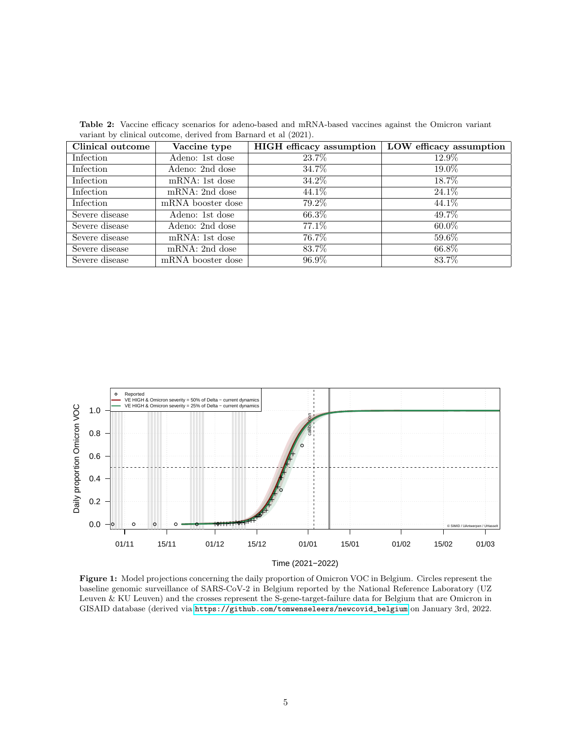**Table 2:** Vaccine efficacy scenarios for adeno-based and mRNA-based vaccines against the Omicron variant variant by clinical outcome, derived from Barnard et al (2021).

| Clinical outcome | Vaccine type | HIGH efficacy assumption | LOW efficacy assumption |
|---|---|---|---|
| Infection | Adeno: 1st dose | 23.7% | 12.9% |
| Infection | Adeno: 2nd dose | 34.7% | 19.0% |
| Infection | mRNA: 1st dose | 34.2% | 18.7% |
| Infection | mRNA: 2nd dose | 44.1% | 24.1% |
| Infection | mRNA booster dose | 79.2% | 44.1% |
| Severe disease | Adeno: 1st dose | 66.3% | 49.7% |
| Severe disease | Adeno: 2nd dose | 77.1% | 60.0% |
| Severe disease | mRNA: 1st dose | 76.7% | 59.6% |
| Severe disease | mRNA: 2nd dose | 83.7% | 66.8% |
| Severe disease | mRNA booster dose | 96.9% | 83.7% |

**Figure 1:** Model projections concerning the daily proportion of Omicron VOC in Belgium. Circles represent the baseline genomic surveillance of SARS-CoV-2 in Belgium reported by the National Reference Laboratory (UZ Leuven & KU Leuven) and the crosses represent the S-gene-target-failure data for Belgium that are Omicron in GISAID database (derived via https://github.com/tomwenseleers/newcovid_belgium on January 3rd, 2022.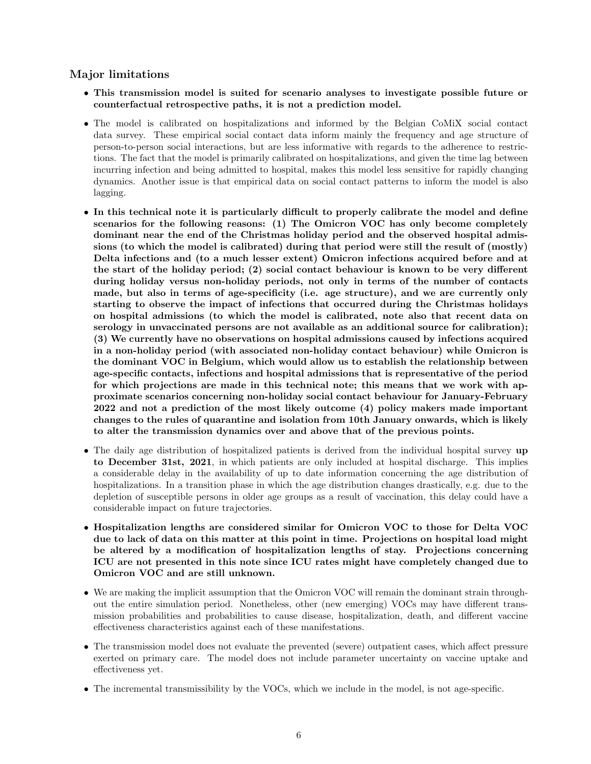### Major limitations

- **This transmission model is suited for scenario analyses to investigate possible future or counterfactual retrospective paths, it is not a prediction model.**
- The model is calibrated on hospitalizations and informed by the Belgian CoMiX social contact data survey. These empirical social contact data inform mainly the frequency and age structure of person-to-person social interactions, but are less informative with regards to the adherence to restrictions. The fact that the model is primarily calibrated on hospitalizations, and given the time lag between incurring infection and being admitted to hospital, makes this model less sensitive for rapidly changing dynamics. Another issue is that empirical data on social contact patterns to inform the model is also lagging.
- **In this technical note it is particularly difficult to properly calibrate the model and define scenarios for the following reasons: (1) The Omicron VOC has only become completely dominant near the end of the Christmas holiday period and the observed hospital admissions (to which the model is calibrated) during that period were still the result of (mostly) Delta infections and (to a much lesser extent) Omicron infections acquired before and at the start of the holiday period; (2) social contact behaviour is known to be very different during holiday versus non-holiday periods, not only in terms of the number of contacts made, but also in terms of age-specificity (i.e. age structure), and we are currently only starting to observe the impact of infections that occurred during the Christmas holidays on hospital admissions (to which the model is calibrated, note also that recent data on serology in unvaccinated persons are not available as an additional source for calibration); (3) We currently have no observations on hospital admissions caused by infections acquired in a non-holiday period (with associated non-holiday contact behaviour) while Omicron is the dominant VOC in Belgium, which would allow us to establish the relationship between age-specific contacts, infections and hospital admissions that is representative of the period for which projections are made in this technical note; this means that we work with approximate scenarios concerning non-holiday social contact behaviour for January-February 2022 and not a prediction of the most likely outcome (4) policy makers made important changes to the rules of quarantine and isolation from 10th January onwards, which is likely to alter the transmission dynamics over and above that of the previous points.**
- The daily age distribution of hospitalized patients is derived from the individual hospital survey **up to December 31st, 2021**, in which patients are only included at hospital discharge. This implies a considerable delay in the availability of up to date information concerning the age distribution of hospitalizations. In a transition phase in which the age distribution changes drastically, e.g. due to the depletion of susceptible persons in older age groups as a result of vaccination, this delay could have a considerable impact on future trajectories.
- **Hospitalization lengths are considered similar for Omicron VOC to those for Delta VOC due to lack of data on this matter at this point in time. Projections on hospital load might be altered by a modification of hospitalization lengths of stay. Projections concerning ICU are not presented in this note since ICU rates might have completely changed due to Omicron VOC and are still unknown.**
- We are making the implicit assumption that the Omicron VOC will remain the dominant strain throughout the entire simulation period. Nonetheless, other (new emerging) VOCs may have different transmission probabilities and probabilities to cause disease, hospitalization, death, and different vaccine effectiveness characteristics against each of these manifestations.
- The transmission model does not evaluate the prevented (severe) outpatient cases, which affect pressure exerted on primary care. The model does not include parameter uncertainty on vaccine uptake and effectiveness yet.
- The incremental transmissibility by the VOCs, which we include in the model, is not age-specific.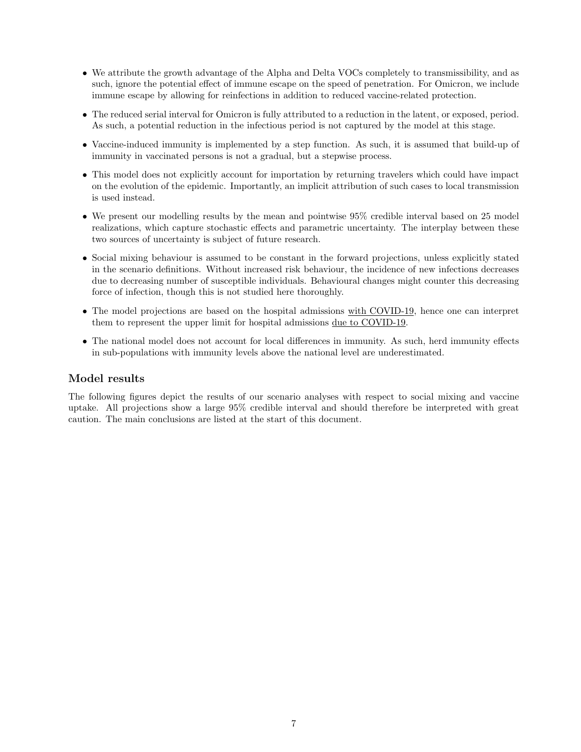- We attribute the growth advantage of the Alpha and Delta VOCs completely to transmissibility, and as such, ignore the potential effect of immune escape on the speed of penetration. For Omicron, we include immune escape by allowing for reinfections in addition to reduced vaccine-related protection.
- The reduced serial interval for Omicron is fully attributed to a reduction in the latent, or exposed, period. As such, a potential reduction in the infectious period is not captured by the model at this stage.
- Vaccine-induced immunity is implemented by a step function. As such, it is assumed that build-up of immunity in vaccinated persons is not a gradual, but a stepwise process.
- This model does not explicitly account for importation by returning travelers which could have impact on the evolution of the epidemic. Importantly, an implicit attribution of such cases to local transmission is used instead.
- We present our modelling results by the mean and pointwise 95% credible interval based on 25 model realizations, which capture stochastic effects and parametric uncertainty. The interplay between these two sources of uncertainty is subject of future research.
- Social mixing behaviour is assumed to be constant in the forward projections, unless explicitly stated in the scenario definitions. Without increased risk behaviour, the incidence of new infections decreases due to decreasing number of susceptible individuals. Behavioural changes might counter this decreasing force of infection, though this is not studied here thoroughly.
- The model projections are based on the hospital admissions <u>with COVID-19</u>, hence one can interpret them to represent the upper limit for hospital admissions <u>due to COVID-19</u>.
- The national model does not account for local differences in immunity. As such, herd immunity effects in sub-populations with immunity levels above the national level are underestimated.

## Model results

The following figures depict the results of our scenario analyses with respect to social mixing and vaccine uptake. All projections show a large 95% credible interval and should therefore be interpreted with great caution. The main conclusions are listed at the start of this document.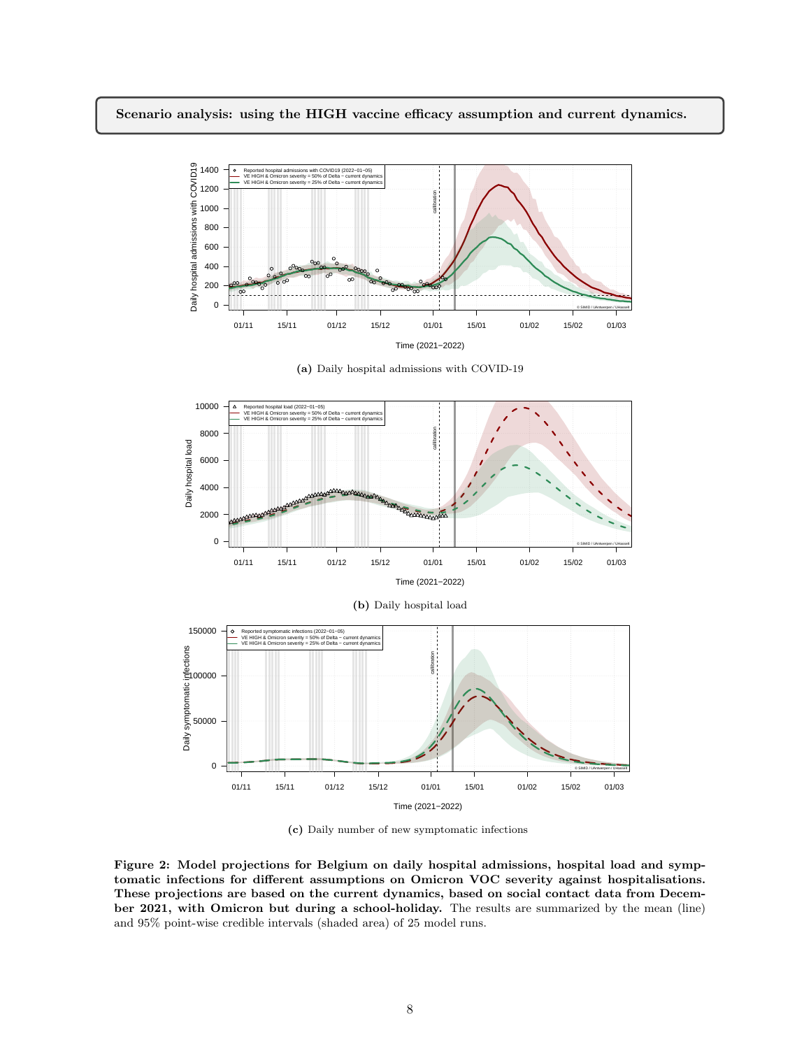**Scenario analysis: using the HIGH vaccine efficacy assumption and current dynamics.**

Daily hospital admissions with COVID19

1400
1200
1000
800
600
400
200
0

Reported hospital admissions with COVID19 (2022−01−05)
VE HIGH & Omicron severity = 50% of Delta − current dynamics
VE HIGH & Omicron severity = 25% of Delta − current dynamics

calibration

© SIMID / UAntwerpen / UHasselt

01/11 15/11 01/12 15/12 01/01 15/01 01/02 15/02 01/03

Time (2021−2022)

**(a)** Daily hospital admissions with COVID-19

Daily hospital load

10000
8000
6000
4000
2000
0

Reported hospital load (2022−01−05)
VE HIGH & Omicron severity = 50% of Delta − current dynamics
VE HIGH & Omicron severity = 25% of Delta − current dynamics

calibration

© SIMID / UAntwerpen / UHasselt

01/11 15/11 01/12 15/12 01/01 15/01 01/02 15/02 01/03

Time (2021−2022)

**(b)** Daily hospital load

Daily symptomatic infections

150000
100000
50000
0

Reported symptomatic infections (2022−01−05)
VE HIGH & Omicron severity = 50% of Delta − current dynamics
VE HIGH & Omicron severity = 25% of Delta − current dynamics

calibration

© SIMID / UAntwerpen / UHasselt

01/11 15/11 01/12 15/12 01/01 15/01 01/02 15/02 01/03

Time (2021−2022)

**(c)** Daily number of new symptomatic infections

**Figure 2: Model projections for Belgium on daily hospital admissions, hospital load and symptomatic infections for different assumptions on Omicron VOC severity against hospitalisations. These projections are based on the current dynamics, based on social contact data from December 2021, with Omicron but during a school-holiday.** The results are summarized by the mean (line) and 95% point-wise credible intervals (shaded area) of 25 model runs.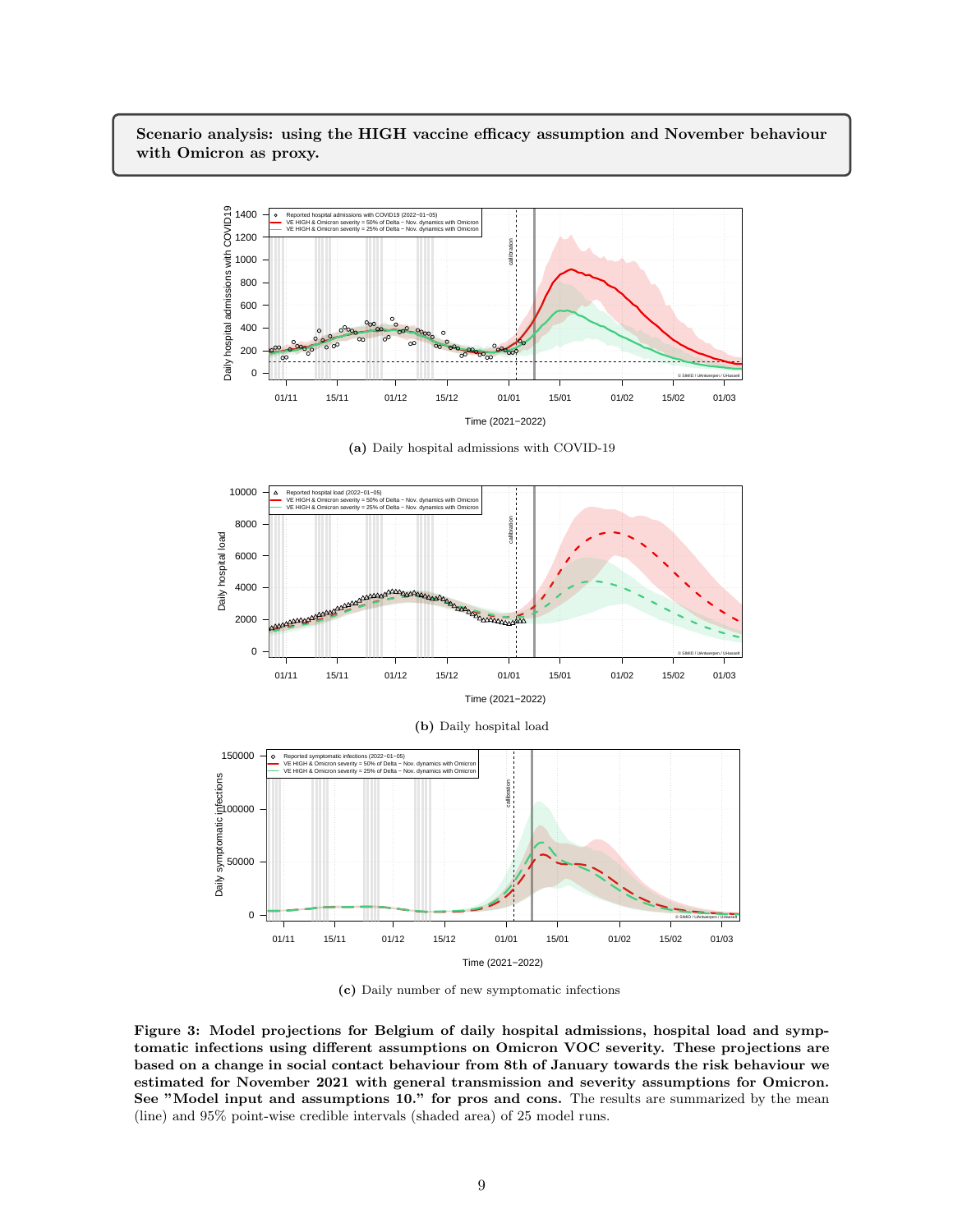**Scenario analysis: using the HIGH vaccine efficacy assumption and November behaviour with Omicron as proxy.**

Daily hospital admissions with COVID19

1400
1200
1000
800
600
400
200
0

Reported hospital admissions with COVID19 (2022−01−05)
VE HIGH & Omicron severity = 50% of Delta − Nov. dynamics with Omicron
VE HIGH & Omicron severity = 25% of Delta − Nov. dynamics with Omicron

calibration

© SIMID / UAntwerpen / UHasselt

01/11 15/11 01/12 15/12 01/01 15/01 01/02 15/02 01/03

Time (2021−2022)

**(a)** Daily hospital admissions with COVID-19

Daily hospital load

10000
8000
6000
4000
2000
0

Reported hospital load (2022−01−05)
VE HIGH & Omicron severity = 50% of Delta − Nov. dynamics with Omicron
VE HIGH & Omicron severity = 25% of Delta − Nov. dynamics with Omicron

calibration

© SIMID / UAntwerpen / UHasselt

01/11 15/11 01/12 15/12 01/01 15/01 01/02 15/02 01/03

Time (2021−2022)

**(b)** Daily hospital load

Daily symptomatic infections

150000
100000
50000
0

Reported symptomatic infections (2022−01−05)
VE HIGH & Omicron severity = 50% of Delta − Nov. dynamics with Omicron
VE HIGH & Omicron severity = 25% of Delta − Nov. dynamics with Omicron

calibration

© SIMID / UAntwerpen / UHasselt

01/11 15/11 01/12 15/12 01/01 15/01 01/02 15/02 01/03

Time (2021−2022)

**(c)** Daily number of new symptomatic infections

**Figure 3: Model projections for Belgium of daily hospital admissions, hospital load and symptomatic infections using different assumptions on Omicron VOC severity. These projections are based on a change in social contact behaviour from 8th of January towards the risk behaviour we estimated for November 2021 with general transmission and severity assumptions for Omicron. See "Model input and assumptions 10." for pros and cons.** The results are summarized by the mean (line) and 95% point-wise credible intervals (shaded area) of 25 model runs.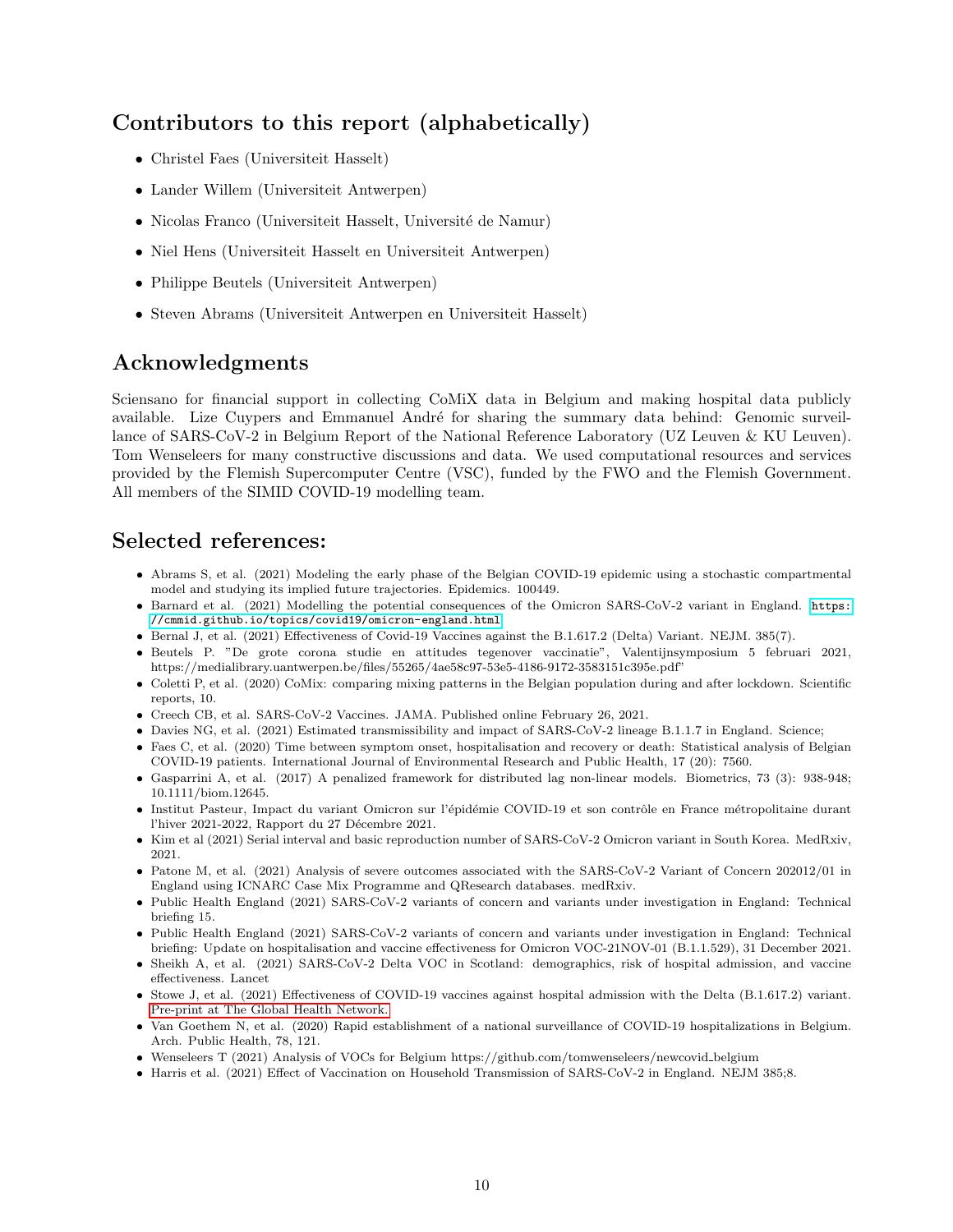## Contributors to this report (alphabetically)

- Christel Faes (Universiteit Hasselt)
- Lander Willem (Universiteit Antwerpen)
- Nicolas Franco (Universiteit Hasselt, Université de Namur)
- Niel Hens (Universiteit Hasselt en Universiteit Antwerpen)
- Philippe Beutels (Universiteit Antwerpen)
- Steven Abrams (Universiteit Antwerpen en Universiteit Hasselt)

## Acknowledgments

Sciensano for financial support in collecting CoMiX data in Belgium and making hospital data publicly available. Lize Cuypers and Emmanuel André for sharing the summary data behind: Genomic surveillance of SARS-CoV-2 in Belgium Report of the National Reference Laboratory (UZ Leuven & KU Leuven). Tom Wenseleers for many constructive discussions and data. We used computational resources and services provided by the Flemish Supercomputer Centre (VSC), funded by the FWO and the Flemish Government. All members of the SIMID COVID-19 modelling team.

## Selected references:

- Abrams S, et al. (2021) Modeling the early phase of the Belgian COVID-19 epidemic using a stochastic compartmental model and studying its implied future trajectories. Epidemics. 100449.
- Barnard et al. (2021) Modelling the potential consequences of the Omicron SARS-CoV-2 variant in England. `https://cmmid.github.io/topics/covid19/omicron-england.html`
- Bernal J, et al. (2021) Effectiveness of Covid-19 Vaccines against the B.1.617.2 (Delta) Variant. NEJM. 385(7).
- Beutels P. "De grote corona studie en attitudes tegenover vaccinatie", Valentijnsymposium 5 februari 2021, https://medialibrary.uantwerpen.be/files/55265/4ae58c97-53e5-4186-9172-3583151c395e.pdf"
- Coletti P, et al. (2020) CoMix: comparing mixing patterns in the Belgian population during and after lockdown. Scientific reports, 10.
- Creech CB, et al. SARS-CoV-2 Vaccines. JAMA. Published online February 26, 2021.
- Davies NG, et al. (2021) Estimated transmissibility and impact of SARS-CoV-2 lineage B.1.1.7 in England. Science;
- Faes C, et al. (2020) Time between symptom onset, hospitalisation and recovery or death: Statistical analysis of Belgian COVID-19 patients. International Journal of Environmental Research and Public Health, 17 (20): 7560.
- Gasparrini A, et al. (2017) A penalized framework for distributed lag non-linear models. Biometrics, 73 (3): 938-948; 10.1111/biom.12645.
- Institut Pasteur, Impact du variant Omicron sur l'épidémie COVID-19 et son contrôle en France métropolitaine durant l'hiver 2021-2022, Rapport du 27 Décembre 2021.
- Kim et al (2021) Serial interval and basic reproduction number of SARS-CoV-2 Omicron variant in South Korea. MedRxiv, 2021.
- Patone M, et al. (2021) Analysis of severe outcomes associated with the SARS-CoV-2 Variant of Concern 202012/01 in England using ICNARC Case Mix Programme and QResearch databases. medRxiv.
- Public Health England (2021) SARS-CoV-2 variants of concern and variants under investigation in England: Technical briefing 15.
- Public Health England (2021) SARS-CoV-2 variants of concern and variants under investigation in England: Technical briefing: Update on hospitalisation and vaccine effectiveness for Omicron VOC-21NOV-01 (B.1.1.529), 31 December 2021.
- Sheikh A, et al. (2021) SARS-CoV-2 Delta VOC in Scotland: demographics, risk of hospital admission, and vaccine effectiveness. Lancet
- Stowe J, et al. (2021) Effectiveness of COVID-19 vaccines against hospital admission with the Delta (B.1.617.2) variant. Pre-print at The Global Health Network.
- Van Goethem N, et al. (2020) Rapid establishment of a national surveillance of COVID-19 hospitalizations in Belgium. Arch. Public Health, 78, 121.
- Wenseleers T (2021) Analysis of VOCs for Belgium https://github.com/tomwenseleers/newcovid_belgium
- Harris et al. (2021) Effect of Vaccination on Household Transmission of SARS-CoV-2 in England. NEJM 385;8.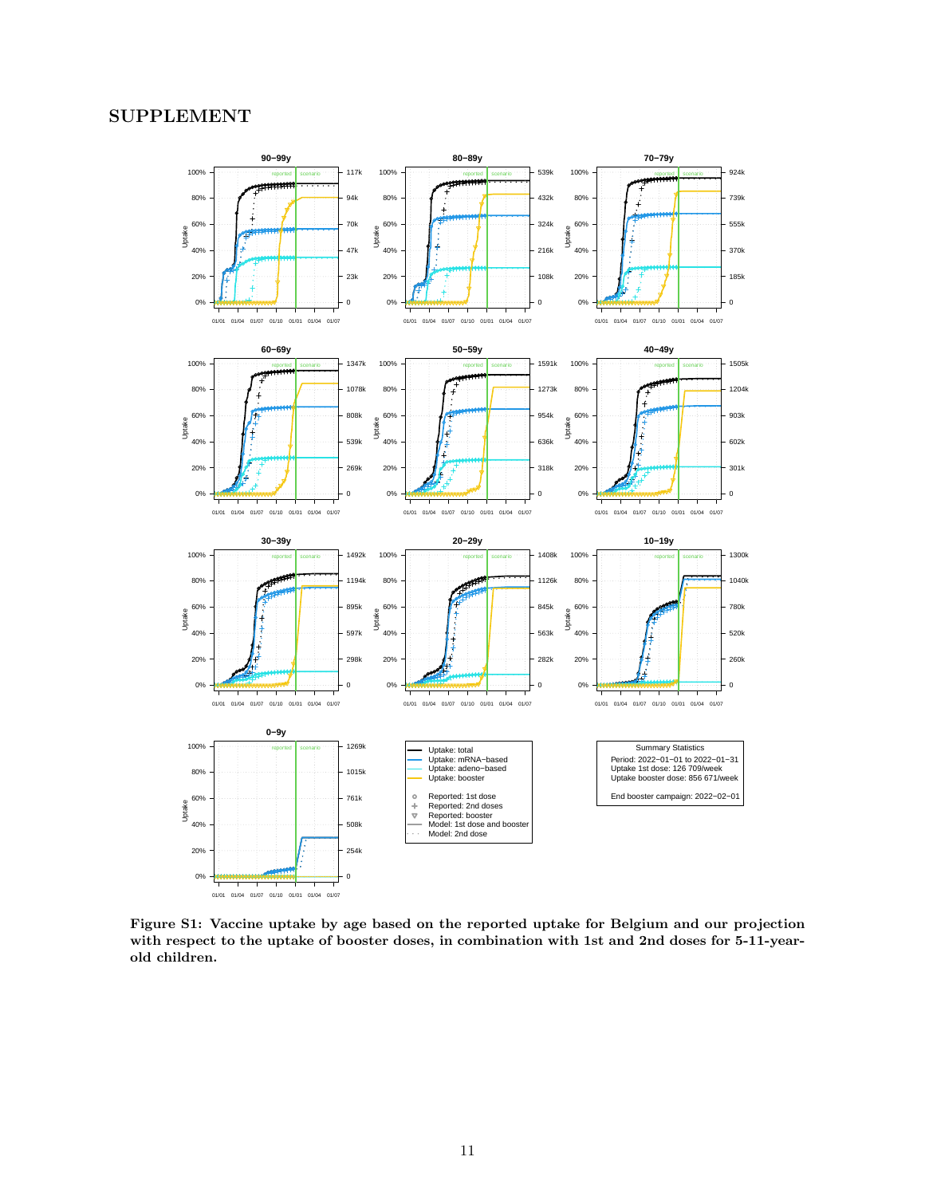# SUPPLEMENT

90–99y

80–89y

70–79y

60–69y

50–59y

40–49y

30–39y

20–29y

10–19y

0–9y

Uptake: total
Uptake: mRNA−based
Uptake: adeno−based
Uptake: booster

Reported: 1st dose
Reported: 2nd doses
Reported: booster
Model: 1st dose and booster
Model: 2nd dose

Summary Statistics
Period: 2022−01−01 to 2022−01−31
Uptake 1st dose: 126 709/week
Uptake booster dose: 856 671/week

End booster campaign: 2022−02−01

**Figure S1: Vaccine uptake by age based on the reported uptake for Belgium and our projection with respect to the uptake of booster doses, in combination with 1st and 2nd doses for 5-11-year-old children.**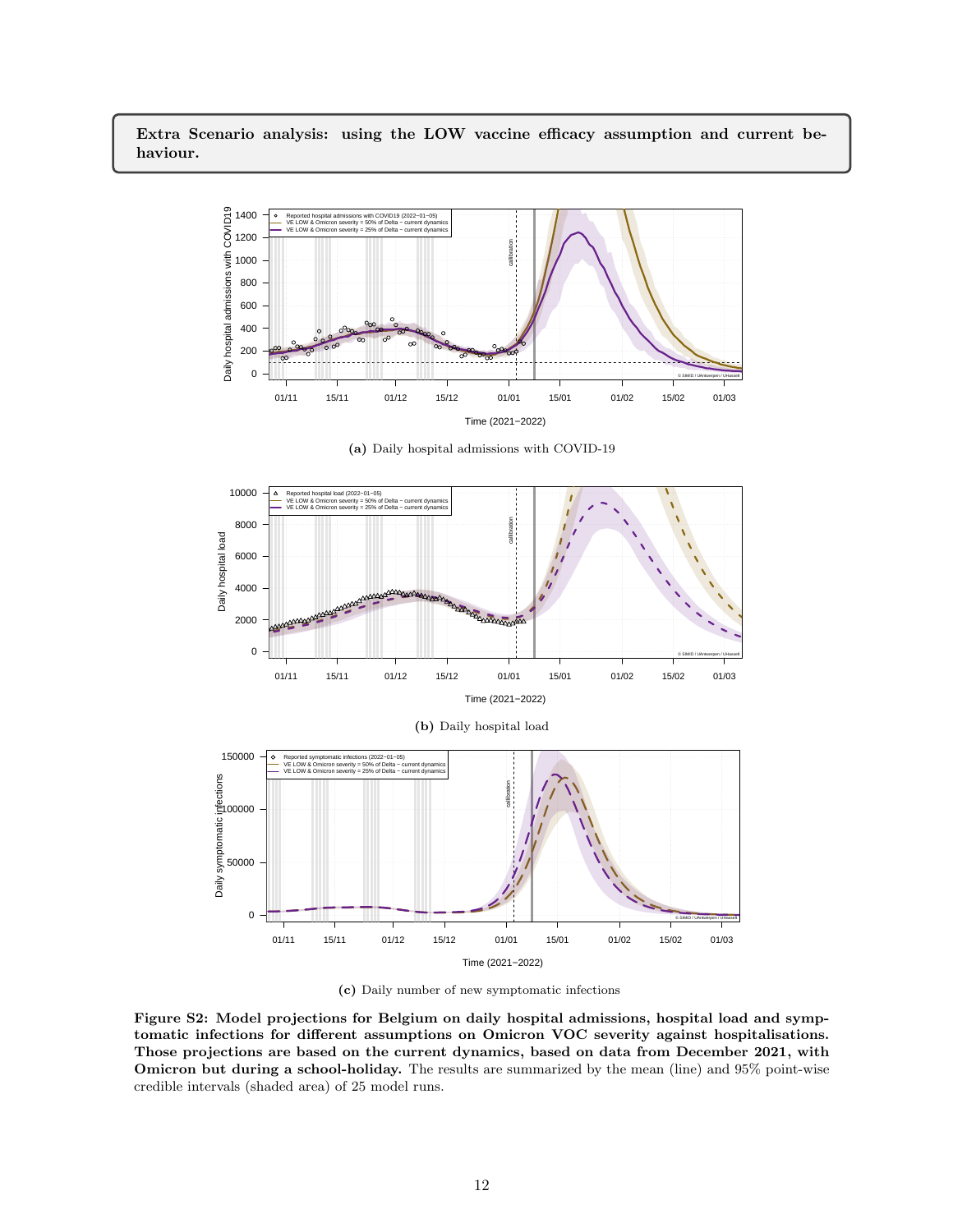**Extra Scenario analysis: using the LOW vaccine efficacy assumption and current behaviour.**

Reported hospital admissions with COVID19 (2022−01−05)
VE LOW & Omicron severity = 50% of Delta − current dynamics
VE LOW & Omicron severity = 25% of Delta − current dynamics

Daily hospital admissions with COVID19

1400
1200
1000
800
600
400
200
0

01/11 15/11 01/12 15/12 01/01 15/01 01/02 15/02 01/03

Time (2021−2022)

calibration

© SIMID / UAntwerpen / UHasselt

**(a)** Daily hospital admissions with COVID-19

Reported hospital load (2022−01−05)
VE LOW & Omicron severity = 50% of Delta − current dynamics
VE LOW & Omicron severity = 25% of Delta − current dynamics

Daily hospital load

10000
8000
6000
4000
2000
0

01/11 15/11 01/12 15/12 01/01 15/01 01/02 15/02 01/03

Time (2021−2022)

calibration

© SIMID / UAntwerpen / UHasselt

**(b)** Daily hospital load

Reported symptomatic infections (2022−01−05)
VE LOW & Omicron severity = 50% of Delta − current dynamics
VE LOW & Omicron severity = 25% of Delta − current dynamics

Daily symptomatic infections

150000
100000
50000
0

01/11 15/11 01/12 15/12 01/01 15/01 01/02 15/02 01/03

Time (2021−2022)

calibration

© SIMID / UAntwerpen / UHasselt

**(c)** Daily number of new symptomatic infections

**Figure S2: Model projections for Belgium on daily hospital admissions, hospital load and symptomatic infections for different assumptions on Omicron VOC severity against hospitalisations. Those projections are based on the current dynamics, based on data from December 2021, with Omicron but during a school-holiday.** The results are summarized by the mean (line) and 95% point-wise credible intervals (shaded area) of 25 model runs.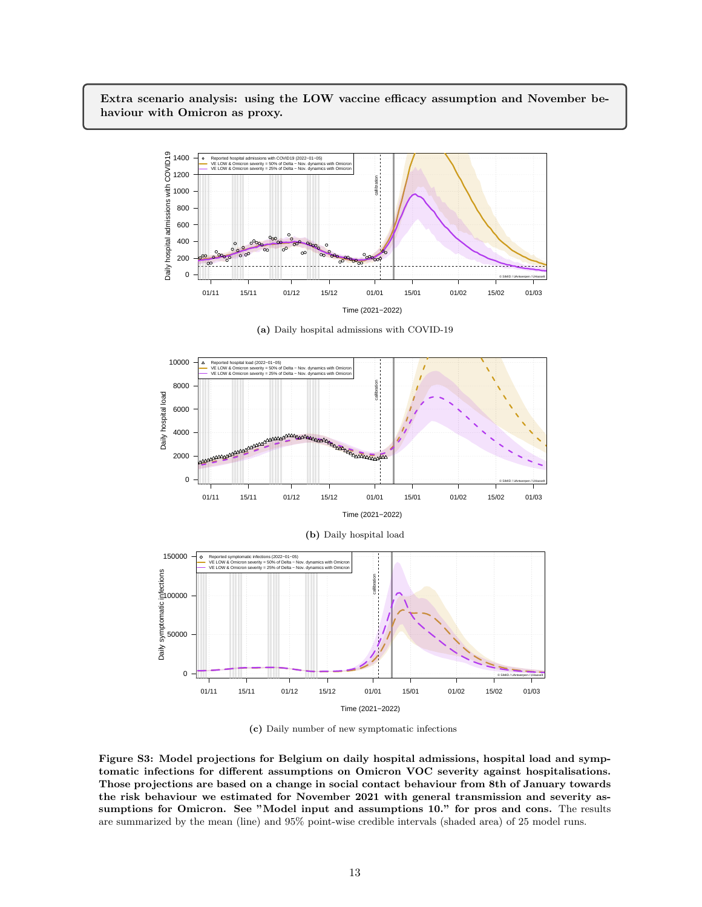**Extra scenario analysis: using the LOW vaccine efficacy assumption and November behaviour with Omicron as proxy.**

Reported hospital admissions with COVID19 (2022−01−05)
VE LOW & Omicron severity = 50% of Delta − Nov. dynamics with Omicron
VE LOW & Omicron severity = 25% of Delta − Nov. dynamics with Omicron

Daily hospital admissions with COVID19

0
200
400
600
800
1000
1200
1400

calibration

© SIMID / UAntwerpen / UHasselt

01/11 15/11 01/12 15/12 01/01 15/01 01/02 15/02 01/03

Time (2021−2022)

**(a)** Daily hospital admissions with COVID-19

Reported hospital load (2022−01−05)
VE LOW & Omicron severity = 50% of Delta − Nov. dynamics with Omicron
VE LOW & Omicron severity = 25% of Delta − Nov. dynamics with Omicron

Daily hospital load

0
2000
4000
6000
8000
10000

calibration

© SIMID / UAntwerpen / UHasselt

01/11 15/11 01/12 15/12 01/01 15/01 01/02 15/02 01/03

Time (2021−2022)

**(b)** Daily hospital load

Reported symptomatic infections (2022−01−05)
VE LOW & Omicron severity = 50% of Delta − Nov. dynamics with Omicron
VE LOW & Omicron severity = 25% of Delta − Nov. dynamics with Omicron

Daily symptomatic infections

0
50000
100000
150000

calibration

© SIMID / UAntwerpen / UHasselt

01/11 15/11 01/12 15/12 01/01 15/01 01/02 15/02 01/03

Time (2021−2022)

**(c)** Daily number of new symptomatic infections

**Figure S3: Model projections for Belgium on daily hospital admissions, hospital load and symptomatic infections for different assumptions on Omicron VOC severity against hospitalisations. Those projections are based on a change in social contact behaviour from 8th of January towards the risk behaviour we estimated for November 2021 with general transmission and severity assumptions for Omicron. See "Model input and assumptions 10." for pros and cons.** The results are summarized by the mean (line) and 95% point-wise credible intervals (shaded area) of 25 model runs.